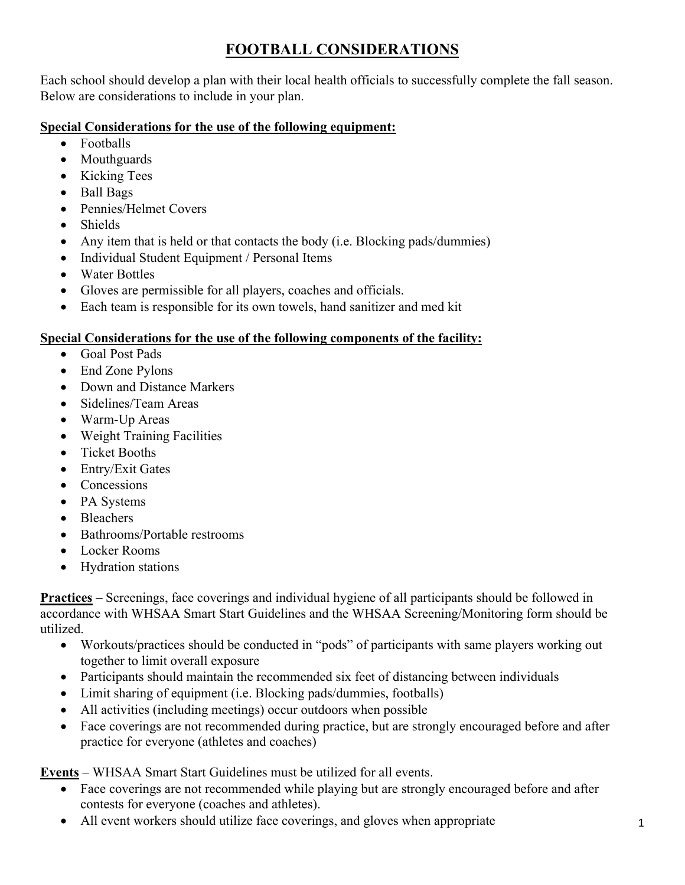# FOOTBALL CONSIDERATIONS

Each school should develop a plan with their local health officials to successfully complete the fall season. Below are considerations to include in your plan.

**Special Considerations for the use of the following equipment:**

- Footballs
- Mouthguards
- Kicking Tees
- Ball Bags
- Pennies/Helmet Covers
- Shields
- Any item that is held or that contacts the body (i.e. Blocking pads/dummies)
- Individual Student Equipment / Personal Items
- Water Bottles
- Gloves are permissible for all players, coaches and officials.
- Each team is responsible for its own towels, hand sanitizer and med kit

**Special Considerations for the use of the following components of the facility:**

- Goal Post Pads
- End Zone Pylons
- Down and Distance Markers
- Sidelines/Team Areas
- Warm-Up Areas
- Weight Training Facilities
- Ticket Booths
- Entry/Exit Gates
- Concessions
- PA Systems
- Bleachers
- Bathrooms/Portable restrooms
- Locker Rooms
- Hydration stations

**Practices** – Screenings, face coverings and individual hygiene of all participants should be followed in accordance with WHSAA Smart Start Guidelines and the WHSAA Screening/Monitoring form should be utilized.

- Workouts/practices should be conducted in "pods" of participants with same players working out together to limit overall exposure
- Participants should maintain the recommended six feet of distancing between individuals
- Limit sharing of equipment (i.e. Blocking pads/dummies, footballs)
- All activities (including meetings) occur outdoors when possible
- Face coverings are not recommended during practice, but are strongly encouraged before and after practice for everyone (athletes and coaches)

**Events** – WHSAA Smart Start Guidelines must be utilized for all events.

- Face coverings are not recommended while playing but are strongly encouraged before and after contests for everyone (coaches and athletes).
- All event workers should utilize face coverings, and gloves when appropriate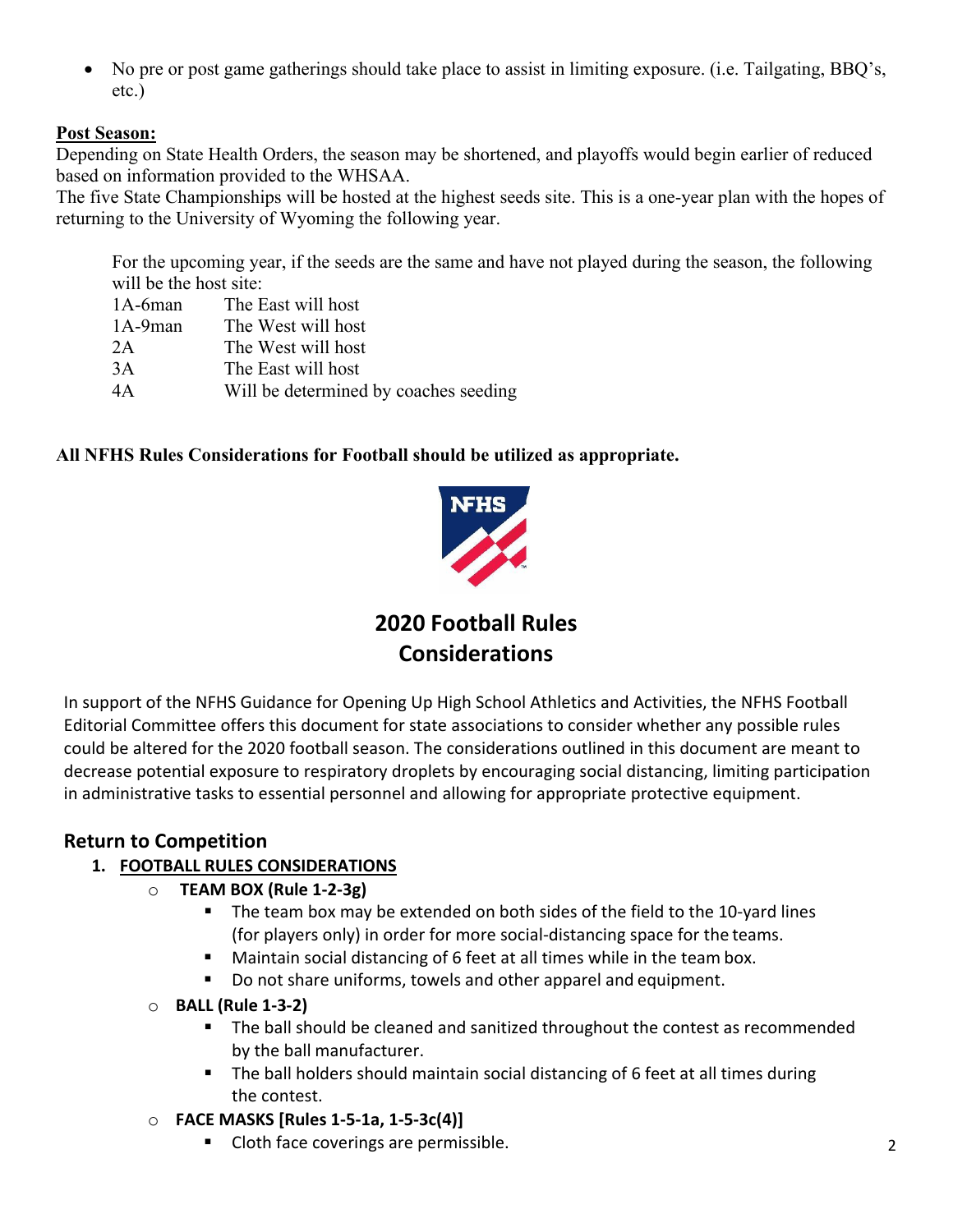- No pre or post game gatherings should take place to assist in limiting exposure. (i.e. Tailgating, BBQ's, etc.)

**Post Season:**

Depending on State Health Orders, the season may be shortened, and playoffs would begin earlier of reduced based on information provided to the WHSAA.

The five State Championships will be hosted at the highest seeds site. This is a one-year plan with the hopes of returning to the University of Wyoming the following year.

For the upcoming year, if the seeds are the same and have not played during the season, the following will be the host site:

| | |
|---|---|
| 1A-6man | The East will host |
| 1A-9man | The West will host |
| 2A | The West will host |
| 3A | The East will host |
| 4A | Will be determined by coaches seeding |

**All NFHS Rules Considerations for Football should be utilized as appropriate.**

NFHS

## 2020 Football Rules Considerations

In support of the NFHS Guidance for Opening Up High School Athletics and Activities, the NFHS Football Editorial Committee offers this document for state associations to consider whether any possible rules could be altered for the 2020 football season. The considerations outlined in this document are meant to decrease potential exposure to respiratory droplets by encouraging social distancing, limiting participation in administrative tasks to essential personnel and allowing for appropriate protective equipment.

### Return to Competition

1. **FOOTBALL RULES CONSIDERATIONS**
   - **TEAM BOX (Rule 1-2-3g)**
     - The team box may be extended on both sides of the field to the 10-yard lines (for players only) in order for more social-distancing space for the teams.
     - Maintain social distancing of 6 feet at all times while in the team box.
     - Do not share uniforms, towels and other apparel and equipment.
   - **BALL (Rule 1-3-2)**
     - The ball should be cleaned and sanitized throughout the contest as recommended by the ball manufacturer.
     - The ball holders should maintain social distancing of 6 feet at all times during the contest.
   - **FACE MASKS [Rules 1-5-1a, 1-5-3c(4)]**
     - Cloth face coverings are permissible.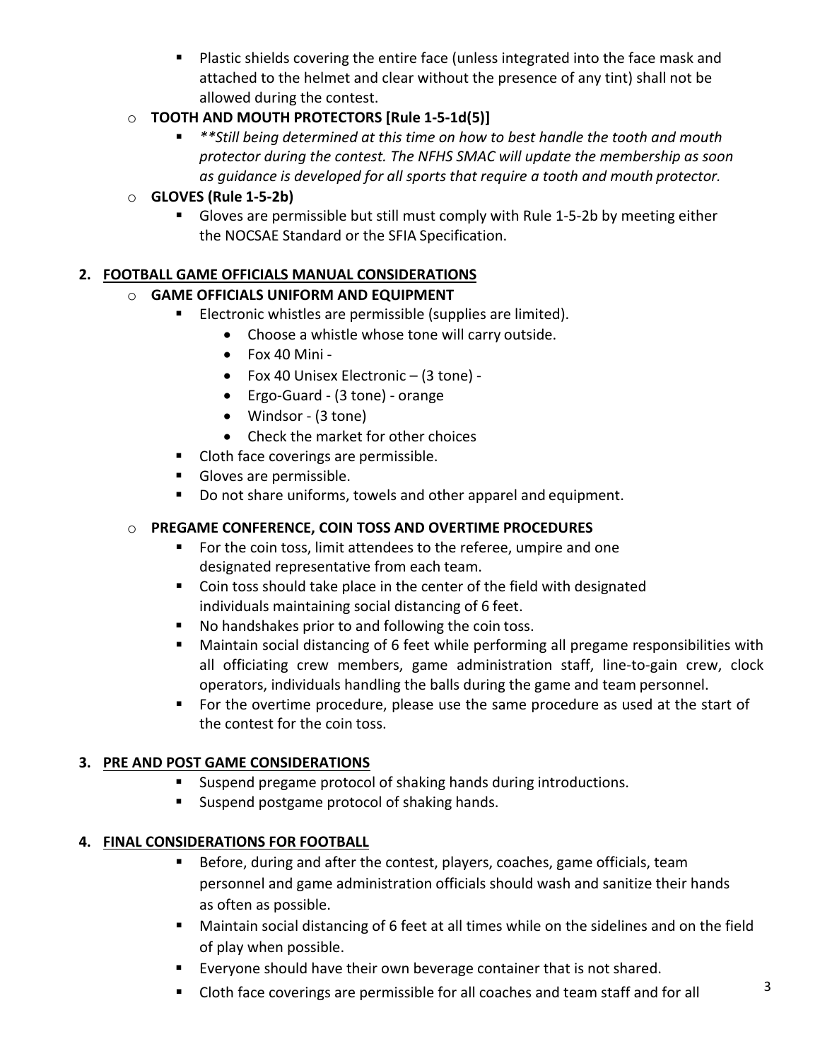- Plastic shields covering the entire face (unless integrated into the face mask and attached to the helmet and clear without the presence of any tint) shall not be allowed during the contest.

- **TOOTH AND MOUTH PROTECTORS [Rule 1-5-1d(5)]**
  - *\*\*Still being determined at this time on how to best handle the tooth and mouth protector during the contest. The NFHS SMAC will update the membership as soon as guidance is developed for all sports that require a tooth and mouth protector.*
- **GLOVES (Rule 1-5-2b)**
  - Gloves are permissible but still must comply with Rule 1-5-2b by meeting either the NOCSAE Standard or the SFIA Specification.

## 2. FOOTBALL GAME OFFICIALS MANUAL CONSIDERATIONS

- **GAME OFFICIALS UNIFORM AND EQUIPMENT**
  - Electronic whistles are permissible (supplies are limited).
    - Choose a whistle whose tone will carry outside.
    - Fox 40 Mini -
    - Fox 40 Unisex Electronic – (3 tone) -
    - Ergo-Guard - (3 tone) - orange
    - Windsor - (3 tone)
    - Check the market for other choices
  - Cloth face coverings are permissible.
  - Gloves are permissible.
  - Do not share uniforms, towels and other apparel and equipment.

- **PREGAME CONFERENCE, COIN TOSS AND OVERTIME PROCEDURES**
  - For the coin toss, limit attendees to the referee, umpire and one designated representative from each team.
  - Coin toss should take place in the center of the field with designated individuals maintaining social distancing of 6 feet.
  - No handshakes prior to and following the coin toss.
  - Maintain social distancing of 6 feet while performing all pregame responsibilities with all officiating crew members, game administration staff, line-to-gain crew, clock operators, individuals handling the balls during the game and team personnel.
  - For the overtime procedure, please use the same procedure as used at the start of the contest for the coin toss.

## 3. PRE AND POST GAME CONSIDERATIONS

- Suspend pregame protocol of shaking hands during introductions.
- Suspend postgame protocol of shaking hands.

## 4. FINAL CONSIDERATIONS FOR FOOTBALL

- Before, during and after the contest, players, coaches, game officials, team personnel and game administration officials should wash and sanitize their hands as often as possible.
- Maintain social distancing of 6 feet at all times while on the sidelines and on the field of play when possible.
- Everyone should have their own beverage container that is not shared.
- Cloth face coverings are permissible for all coaches and team staff and for all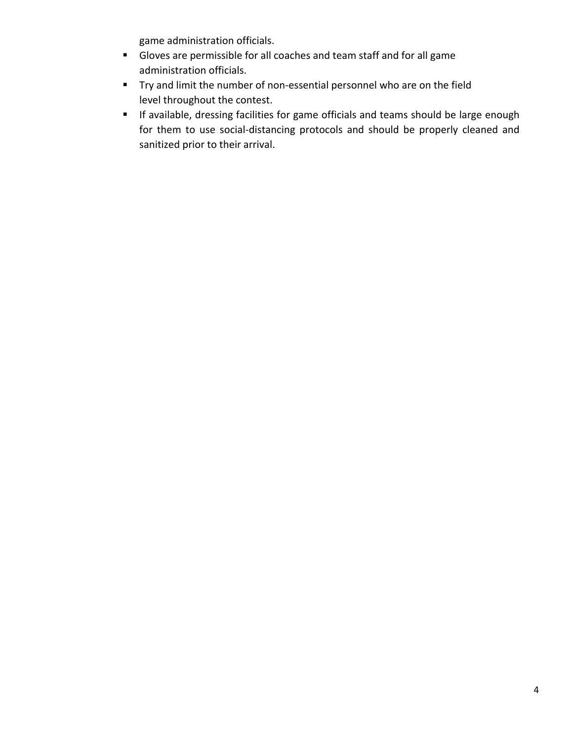game administration officials.

- Gloves are permissible for all coaches and team staff and for all game administration officials.
- Try and limit the number of non-essential personnel who are on the field level throughout the contest.
- If available, dressing facilities for game officials and teams should be large enough for them to use social-distancing protocols and should be properly cleaned and sanitized prior to their arrival.